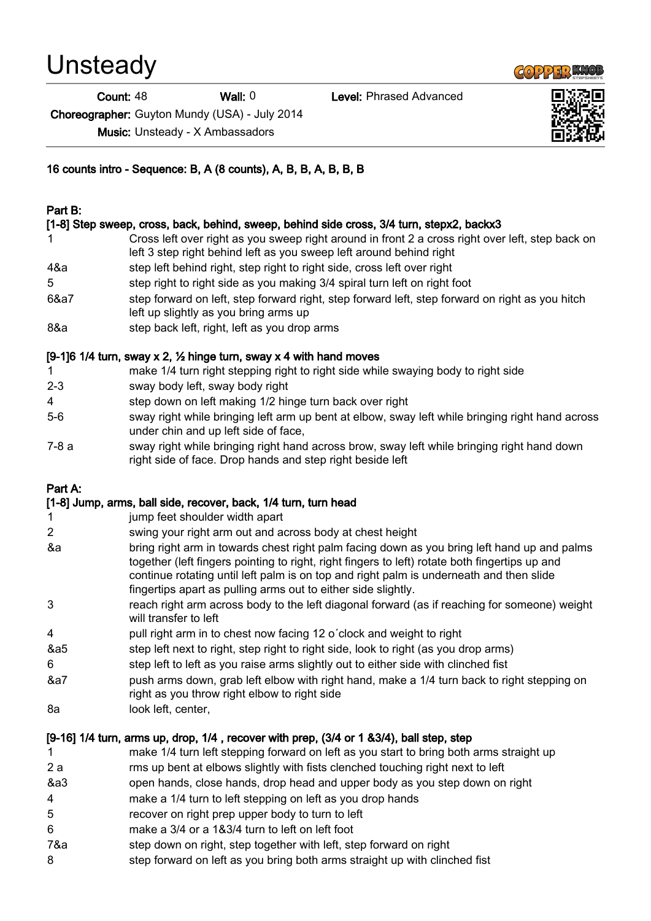# Unsteady

**Count:** 48 **Wall:** 0 **Level:** Phrased Advanced

**Choreographer:** Guyton Mundy (USA) - July 2014

**Music:** Unsteady - X Ambassadors

**16 counts intro - Sequence: B, A (8 counts), A, B, B, A, B, B, B**

**Part B:**

**[1-8] Step sweep, cross, back, behind, sweep, behind side cross, 3/4 turn, stepx2, backx3**

| | |
|---|---|
| 1 | Cross left over right as you sweep right around in front 2 a cross right over left, step back on left 3 step right behind left as you sweep left around behind right |
| 4&a | step left behind right, step right to right side, cross left over right |
| 5 | step right to right side as you making 3/4 spiral turn left on right foot |
| 6&a7 | step forward on left, step forward right, step forward left, step forward on right as you hitch left up slightly as you bring arms up |
| 8&a | step back left, right, left as you drop arms |

**[9-1]6 1/4 turn, sway x 2, ½ hinge turn, sway x 4 with hand moves**

| | |
|---|---|
| 1 | make 1/4 turn right stepping right to right side while swaying body to right side |
| 2-3 | sway body left, sway body right |
| 4 | step down on left making 1/2 hinge turn back over right |
| 5-6 | sway right while bringing left arm up bent at elbow, sway left while bringing right hand across under chin and up left side of face, |
| 7-8 a | sway right while bringing right hand across brow, sway left while bringing right hand down right side of face. Drop hands and step right beside left |

**Part A:**

**[1-8] Jump, arms, ball side, recover, back, 1/4 turn, turn head**

| | |
|---|---|
| 1 | jump feet shoulder width apart |
| 2 | swing your right arm out and across body at chest height |
| &a | bring right arm in towards chest right palm facing down as you bring left hand up and palms together (left fingers pointing to right, right fingers to left) rotate both fingertips up and continue rotating until left palm is on top and right palm is underneath and then slide fingertips apart as pulling arms out to either side slightly. |
| 3 | reach right arm across body to the left diagonal forward (as if reaching for someone) weight will transfer to left |
| 4 | pull right arm in to chest now facing 12 o´clock and weight to right |
| &a5 | step left next to right, step right to right side, look to right (as you drop arms) |
| 6 | step left to left as you raise arms slightly out to either side with clinched fist |
| &a7 | push arms down, grab left elbow with right hand, make a 1/4 turn back to right stepping on right as you throw right elbow to right side |
| 8a | look left, center, |

**[9-16] 1/4 turn, arms up, drop, 1/4 , recover with prep, (3/4 or 1 &3/4), ball step, step**

| | |
|---|---|
| 1 | make 1/4 turn left stepping forward on left as you start to bring both arms straight up |
| 2 a | rms up bent at elbows slightly with fists clenched touching right next to left |
| &a3 | open hands, close hands, drop head and upper body as you step down on right |
| 4 | make a 1/4 turn to left stepping on left as you drop hands |
| 5 | recover on right prep upper body to turn to left |
| 6 | make a 3/4 or a 1&3/4 turn to left on left foot |
| 7&a | step down on right, step together with left, step forward on right |
| 8 | step forward on left as you bring both arms straight up with clinched fist |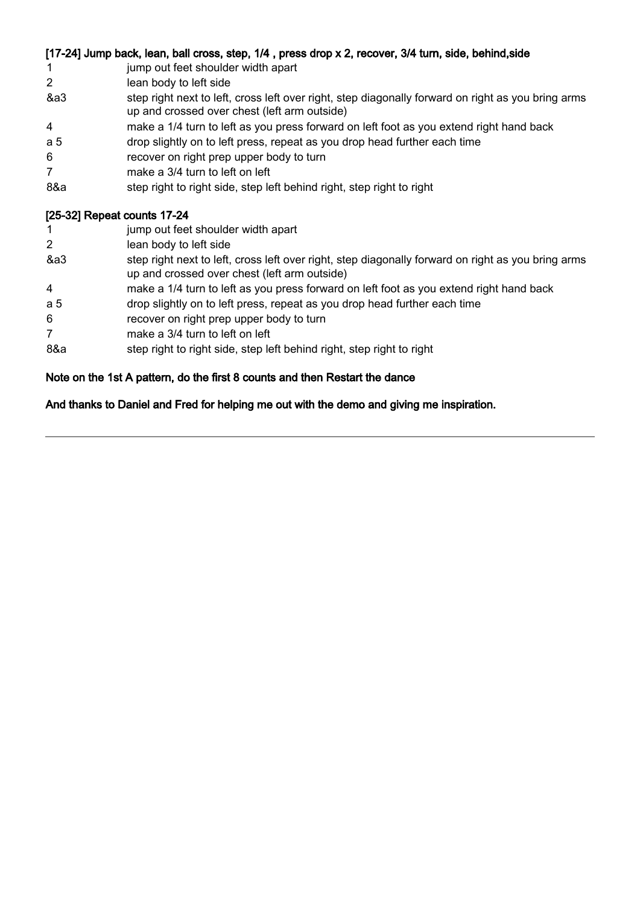**[17-24] Jump back, lean, ball cross, step, 1/4 , press drop x 2, recover, 3/4 turn, side, behind,side**

| | |
|---|---|
| 1 | jump out feet shoulder width apart |
| 2 | lean body to left side |
| &a3 | step right next to left, cross left over right, step diagonally forward on right as you bring arms up and crossed over chest (left arm outside) |
| 4 | make a 1/4 turn to left as you press forward on left foot as you extend right hand back |
| a 5 | drop slightly on to left press, repeat as you drop head further each time |
| 6 | recover on right prep upper body to turn |
| 7 | make a 3/4 turn to left on left |
| 8&a | step right to right side, step left behind right, step right to right |

**[25-32] Repeat counts 17-24**

| | |
|---|---|
| 1 | jump out feet shoulder width apart |
| 2 | lean body to left side |
| &a3 | step right next to left, cross left over right, step diagonally forward on right as you bring arms up and crossed over chest (left arm outside) |
| 4 | make a 1/4 turn to left as you press forward on left foot as you extend right hand back |
| a 5 | drop slightly on to left press, repeat as you drop head further each time |
| 6 | recover on right prep upper body to turn |
| 7 | make a 3/4 turn to left on left |
| 8&a | step right to right side, step left behind right, step right to right |

**Note on the 1st A pattern, do the first 8 counts and then Restart the dance**

**And thanks to Daniel and Fred for helping me out with the demo and giving me inspiration.**